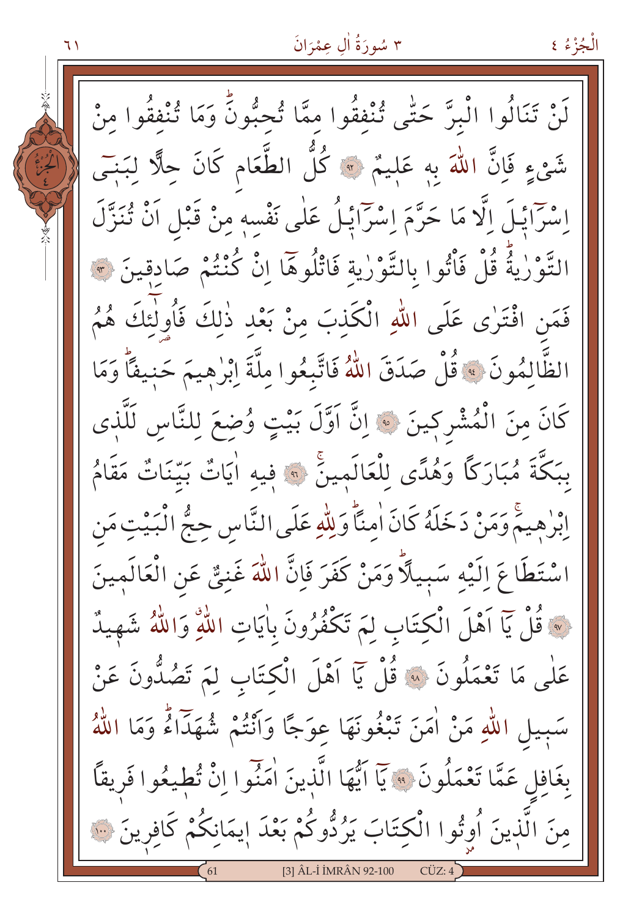لَنْ تَنَالُوا الْبِرَّ حَتّٰى تُنْفِقُوا مِمَّا تُحِبُّونَۜ وَمَا تُنْفِقُوا مِنْ شَيْءٍ فَاِنَّ اللّٰهَ بِه۪ عَل۪يمٌ ﴿٩٢﴾ كُلُّ الطَّعَامِ كَانَ حِلًّا لِبَن۪ٓي اِسْرَٓاء۪يلَ اِلَّا مَا حَرَّمَ اِسْرَٓاء۪يلُ عَلٰى نَفْسِه۪ مِنْ قَبْلِ اَنْ تُنَزَّلَ التَّوْرٰيةُۜ قُلْ فَأْتُوا بِالتَّوْرٰيةِ فَاتْلُوهَٓا اِنْ كُنْتُمْ صَادِق۪ينَ ﴿٩٣﴾ فَمَنِ افْتَرٰى عَلَى اللّٰهِ الْكَذِبَ مِنْ بَعْدِ ذٰلِكَ فَاُو۬لٰٓئِكَ هُمُ الظَّالِمُونَ ﴿٩٤﴾ قُلْ صَدَقَ اللّٰهُ فَاتَّبِعُوا مِلَّةَ اِبْرٰه۪يمَ حَن۪يفًاۜ وَمَا كَانَ مِنَ الْمُشْرِك۪ينَ ﴿٩٥﴾ اِنَّ اَوَّلَ بَيْتٍ وُضِعَ لِلنَّاسِ لَلَّذ۪ي بِبَكَّةَ مُبَارَكًا وَهُدًى لِلْعَالَم۪ينَۚ ﴿٩٦﴾ ف۪يهِ اٰيَاتٌ بَيِّنَاتٌ مَقَامُ اِبْرٰه۪يمَۚ وَمَنْ دَخَلَهُ كَانَ اٰمِنًاۜ وَلِلّٰهِ عَلَى النَّاسِ حِجُّ الْبَيْتِ مَنِ اسْتَطَاعَ اِلَيْهِ سَب۪يلًاۜ وَمَنْ كَفَرَ فَاِنَّ اللّٰهَ غَنِيٌّ عَنِ الْعَالَم۪ينَ ﴿٩٧﴾ قُلْ يَٓا اَهْلَ الْكِتَابِ لِمَ تَكْفُرُونَ بِاٰيَاتِ اللّٰهِۗ وَاللّٰهُ شَه۪يدٌ عَلٰى مَا تَعْمَلُونَ ﴿٩٨﴾ قُلْ يَٓا اَهْلَ الْكِتَابِ لِمَ تَصُدُّونَ عَنْ سَب۪يلِ اللّٰهِ مَنْ اٰمَنَ تَبْغُونَهَا عِوَجًا وَاَنْتُمْ شُهَدَٓاءُۜ وَمَا اللّٰهُ بِغَافِلٍ عَمَّا تَعْمَلُونَ ﴿٩٩﴾ يَٓا اَيُّهَا الَّذ۪ينَ اٰمَنُٓوا اِنْ تُط۪يعُوا فَر۪يقًا مِنَ الَّذ۪ينَ اُو۫تُوا الْكِتَابَ يَرُدُّوكُمْ بَعْدَ ا۪يمَانِكُمْ كَافِر۪ينَ ﴿١٠٠﴾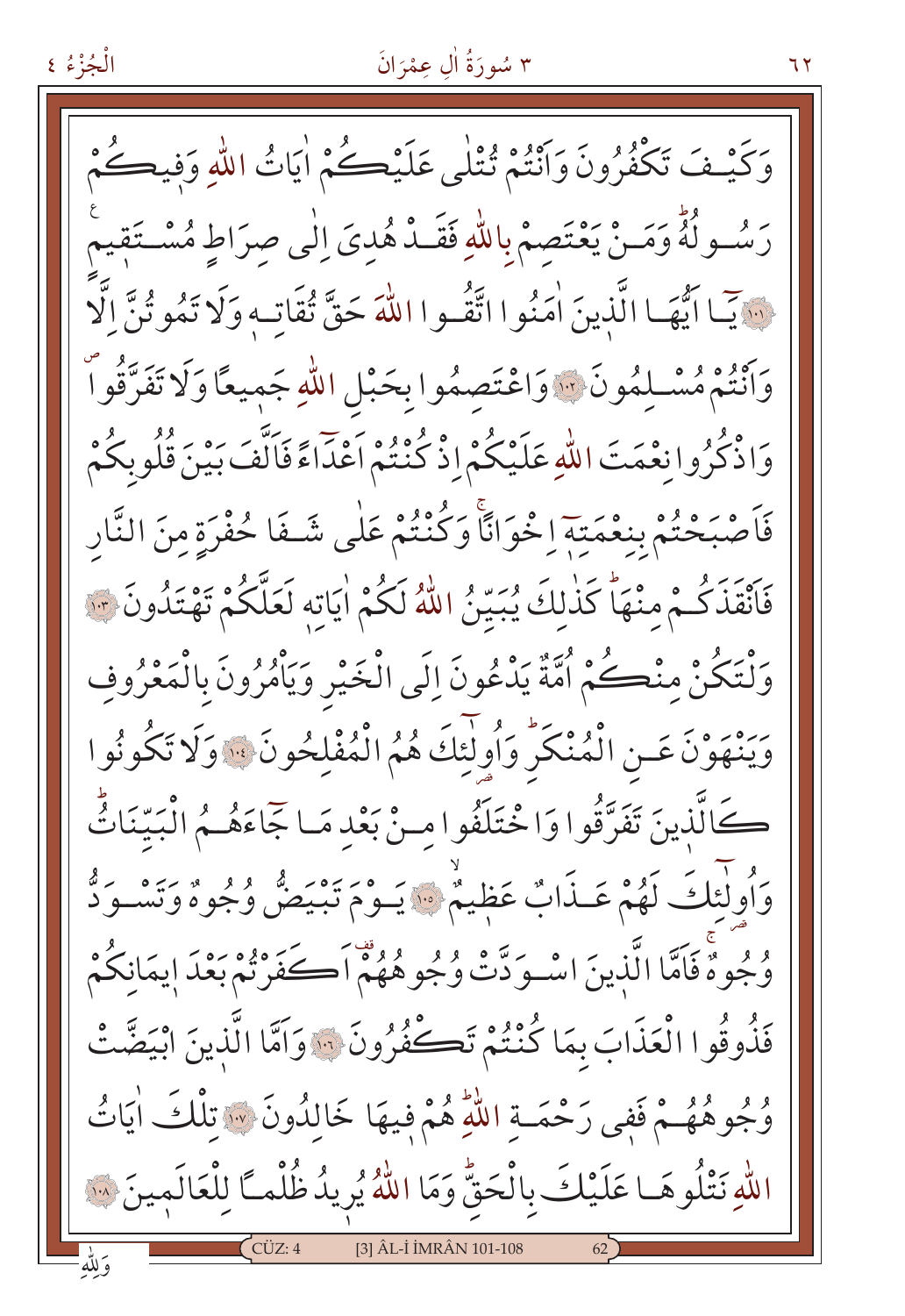وَكَيْفَ تَكْفُرُونَ وَاَنْتُمْ تُتْلٰى عَلَيْكُمْ اٰيَاتُ اللّٰهِ وَفيكُمْ رَسُولُهُ وَمَنْ يَعْتَصِمْ بِاللّٰهِ فَقَدْ هُدِيَ اِلٰى صِرَاطٍ مُسْتَقيمٍ ﴿١٠١﴾ يَٓا اَيُّهَا الَّذينَ اٰمَنُوا اتَّقُوا اللّٰهَ حَقَّ تُقَاتِه وَلَا تَمُوتُنَّ اِلَّا وَاَنْتُمْ مُسْلِمُونَ ﴿١٠٢﴾ وَاعْتَصِمُوا بِحَبْلِ اللّٰهِ جَميعًا وَلَا تَفَرَّقُوا وَاذْكُرُوا نِعْمَتَ اللّٰهِ عَلَيْكُمْ اِذْ كُنْتُمْ اَعْدَٓاءً فَاَلَّفَ بَيْنَ قُلُوبِكُمْ فَاَصْبَحْتُمْ بِنِعْمَتِهٓ اِخْوَانًا وَكُنْتُمْ عَلٰى شَفَا حُفْرَةٍ مِنَ النَّارِ فَاَنْقَذَكُمْ مِنْهَا كَذٰلِكَ يُبَيِّنُ اللّٰهُ لَكُمْ اٰيَاتِه لَعَلَّكُمْ تَهْتَدُونَ ﴿١٠٣﴾ وَلْتَكُنْ مِنْكُمْ اُمَّةٌ يَدْعُونَ اِلَى الْخَيْرِ وَيَاْمُرُونَ بِالْمَعْرُوفِ وَيَنْهَوْنَ عَنِ الْمُنْكَرِ وَاُولٰٓئِكَ هُمُ الْمُفْلِحُونَ ﴿١٠٤﴾ وَلَا تَكُونُوا كَالَّذينَ تَفَرَّقُوا وَاخْتَلَفُوا مِنْ بَعْدِ مَا جَٓاءَهُمُ الْبَيِّنَاتُ وَاُولٰٓئِكَ لَهُمْ عَذَابٌ عَظيمٌ ﴿١٠٥﴾ يَوْمَ تَبْيَضُّ وُجُوهٌ وَتَسْوَدُّ وُجُوهٌ فَاَمَّا الَّذينَ اسْوَدَّتْ وُجُوهُهُمْ اَكَفَرْتُمْ بَعْدَ ايمَانِكُمْ فَذُوقُوا الْعَذَابَ بِمَا كُنْتُمْ تَكْفُرُونَ ﴿١٠٦﴾ وَاَمَّا الَّذينَ ابْيَضَّتْ وُجُوهُهُمْ فَفى رَحْمَةِ اللّٰهِ هُمْ فيهَا خَالِدُونَ ﴿١٠٧﴾ تِلْكَ اٰيَاتُ اللّٰهِ نَتْلُوهَا عَلَيْكَ بِالْحَقِّ وَمَا اللّٰهُ يُريدُ ظُلْمًا لِلْعَالَمينَ ﴿١٠٨﴾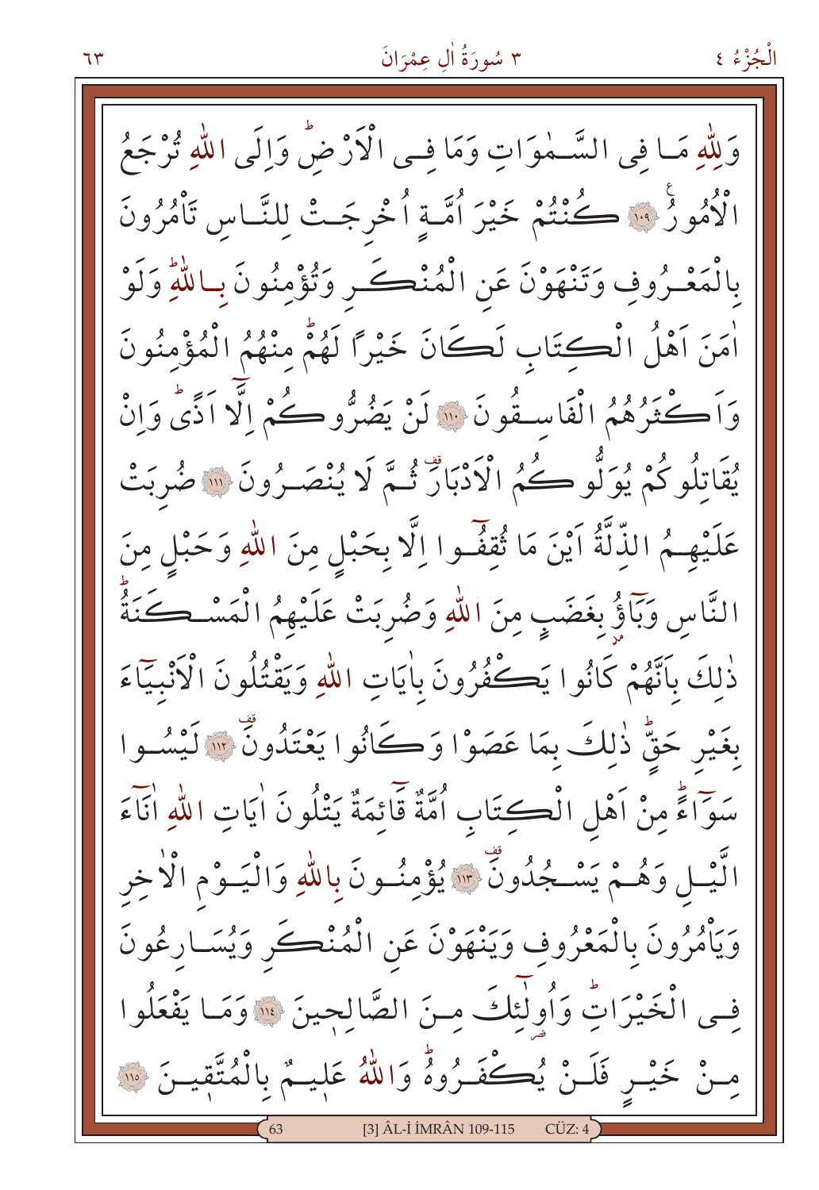وَلِلّٰهِ مَا فِي السَّمٰوَاتِ وَمَا فِي الْاَرْضِؕ وَاِلَى اللّٰهِ تُرْجَعُ الْاُمُورُ ﴿١٠٩﴾ كُنْتُمْ خَيْرَ اُمَّةٍ اُخْرِجَتْ لِلنَّاسِ تَأْمُرُونَ بِالْمَعْرُوفِ وَتَنْهَوْنَ عَنِ الْمُنْكَرِ وَتُؤْمِنُونَ بِاللّٰهِؕ وَلَوْ اٰمَنَ اَهْلُ الْكِتَابِ لَكَانَ خَيْرًا لَهُمْؕ مِنْهُمُ الْمُؤْمِنُونَ وَاَكْثَرُهُمُ الْفَاسِقُونَ ﴿١١٠﴾ لَنْ يَضُرُّوكُمْ اِلَّٓا اَذًىؕ وَاِنْ يُقَاتِلُوكُمْ يُوَلُّوكُمُ الْاَدْبَارَ۠ ثُمَّ لَا يُنْصَرُونَ ﴿١١١﴾ ضُرِبَتْ عَلَيْهِمُ الذِّلَّةُ اَيْنَ مَا ثُقِفُٓوا اِلَّا بِحَبْلٍ مِنَ اللّٰهِ وَحَبْلٍ مِنَ النَّاسِ وَبَٓاؤُ۫ بِغَضَبٍ مِنَ اللّٰهِ وَضُرِبَتْ عَلَيْهِمُ الْمَسْكَنَةُؕ ذٰلِكَ بِاَنَّهُمْ كَانُوا يَكْفُرُونَ بِاٰيَاتِ اللّٰهِ وَيَقْتُلُونَ الْاَنْبِيَٓاءَ بِغَيْرِ حَقٍّؕ ذٰلِكَ بِمَا عَصَوْا وَكَانُوا يَعْتَدُونَ۠ ﴿١١٢﴾ لَيْسُوا سَوَٓاءًؕ مِنْ اَهْلِ الْكِتَابِ اُمَّةٌ قَٓائِمَةٌ يَتْلُونَ اٰيَاتِ اللّٰهِ اٰنَٓاءَ الَّيْلِ وَهُمْ يَسْجُدُونَ۠ ﴿١١٣﴾ يُؤْمِنُونَ بِاللّٰهِ وَالْيَوْمِ الْاٰخِرِ وَيَأْمُرُونَ بِالْمَعْرُوفِ وَيَنْهَوْنَ عَنِ الْمُنْكَرِ وَيُسَارِعُونَ فِي الْخَيْرَاتِؕ وَاُولٰٓئِكَ مِنَ الصَّالِحِينَ ﴿١١٤﴾ وَمَا يَفْعَلُوا مِنْ خَيْرٍ فَلَنْ يُكْفَرُوهُؕ وَاللّٰهُ عَلِيمٌ بِالْمُتَّقِينَ ﴿١١٥﴾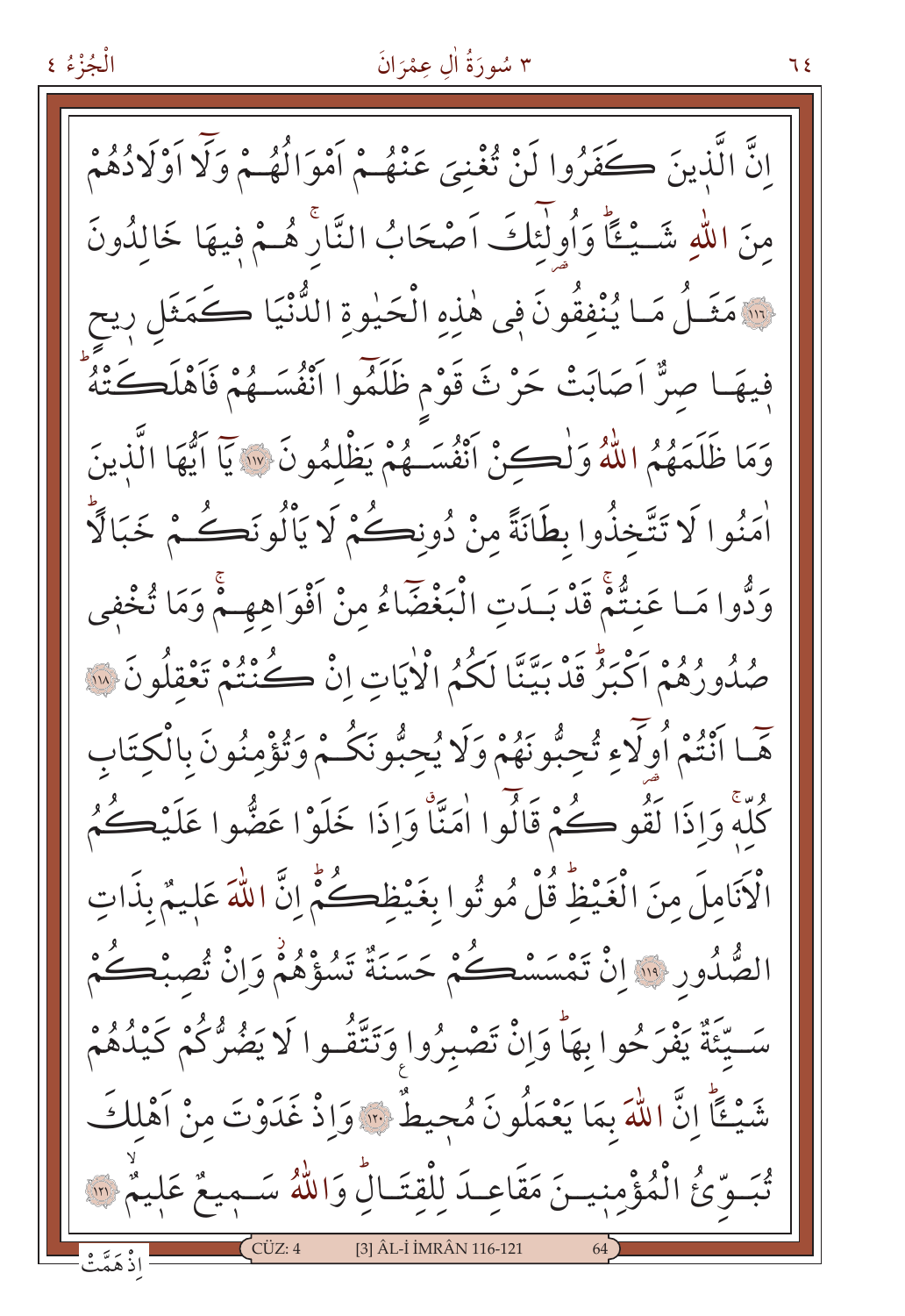اِنَّ الَّذ۪ينَ كَفَرُوا لَنْ تُغْنِيَ عَنْهُمْ اَمْوَالُهُمْ وَلَٓا اَوْلَادُهُمْ مِنَ اللّٰهِ شَيْـًٔاۜ وَاُو۬لٰٓئِكَ اَصْحَابُ النَّارِۚ هُمْ ف۪يهَا خَالِدُونَ ﴿١١٦﴾ مَثَلُ مَا يُنْفِقُونَ ف۪ي هٰذِهِ الْحَيٰوةِ الدُّنْيَا كَمَثَلِ ر۪يحٍ ف۪يهَا صِرٌّ اَصَابَتْ حَرْثَ قَوْمٍ ظَلَمُٓوا اَنْفُسَهُمْ فَاَهْلَكَتْهُۜ وَمَا ظَلَمَهُمُ اللّٰهُ وَلٰكِنْ اَنْفُسَهُمْ يَظْلِمُونَ ﴿١١٧﴾ يَٓا اَيُّهَا الَّذ۪ينَ اٰمَنُوا لَا تَتَّخِذُوا بِطَانَةً مِنْ دُونِكُمْ لَا يَأْلُونَكُمْ خَبَالًاۜ وَدُّوا مَا عَنِتُّمْۚ قَدْ بَدَتِ الْبَغْضَٓاءُ مِنْ اَفْوَاهِهِمْۚ وَمَا تُخْف۪ي صُدُورُهُمْ اَكْبَرُۜ قَدْ بَيَّنَّا لَكُمُ الْاٰيَاتِ اِنْ كُنْتُمْ تَعْقِلُونَ ﴿١١٨﴾ هَٓا اَنْتُمْ اُو۬لَٓاءِ تُحِبُّونَهُمْ وَلَا يُحِبُّونَكُمْ وَتُؤْمِنُونَ بِالْكِتَابِ كُلِّه۪ۚ وَاِذَا لَقُوكُمْ قَالُٓوا اٰمَنَّاۗ وَاِذَا خَلَوْا عَضُّوا عَلَيْكُمُ الْاَنَامِلَ مِنَ الْغَيْظِۜ قُلْ مُوتُوا بِغَيْظِكُمْۜ اِنَّ اللّٰهَ عَل۪يمٌ بِذَاتِ الصُّدُورِ ﴿١١٩﴾ اِنْ تَمْسَسْكُمْ حَسَنَةٌ تَسُؤْهُمْۘ وَاِنْ تُصِبْكُمْ سَيِّئَةٌ يَفْرَحُوا بِهَاۜ وَاِنْ تَصْبِرُوا وَتَتَّقُوا لَا يَضُرُّكُمْ كَيْدُهُمْ شَيْـًٔاۜ اِنَّ اللّٰهَ بِمَا يَعْمَلُونَ مُح۪يطٌ ﴿١٢٠﴾ وَاِذْ غَدَوْتَ مِنْ اَهْلِكَ تُبَوِّئُ الْمُؤْمِن۪ينَ مَقَاعِدَ لِلْقِتَالِۜ وَاللّٰهُ سَم۪يعٌ عَل۪يمٌۙ ﴿١٢١﴾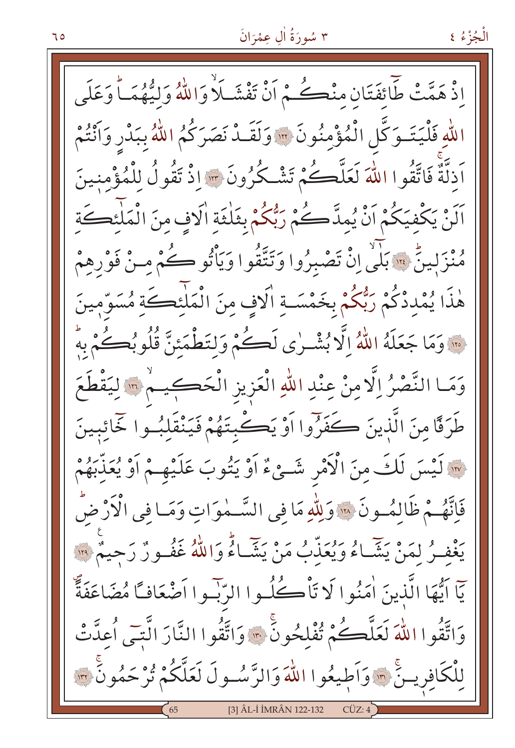اِذْ هَمَّتْ طَٓائِفَتَانِ مِنْكُمْ اَنْ تَفْشَلَاۙ وَاللّٰهُ وَلِيُّهُمَاۜ وَعَلَى اللّٰهِ فَلْيَتَوَكَّلِ الْمُؤْمِنُونَ ﴿١٢٢﴾ وَلَقَدْ نَصَرَكُمُ اللّٰهُ بِبَدْرٍ وَاَنْتُمْ اَذِلَّةٌۚ فَاتَّقُوا اللّٰهَ لَعَلَّكُمْ تَشْكُرُونَ ﴿١٢٣﴾ اِذْ تَقُولُ لِلْمُؤْمِنِينَ اَلَنْ يَكْفِيَكُمْ اَنْ يُمِدَّكُمْ رَبُّكُمْ بِثَلٰثَةِ اٰلَافٍ مِنَ الْمَلٰٓئِكَةِ مُنْزَلِينَۜ ﴿١٢٤﴾ بَلٰٓىۙ اِنْ تَصْبِرُوا وَتَتَّقُوا وَيَأْتُوكُمْ مِنْ فَوْرِهِمْ هٰذَا يُمْدِدْكُمْ رَبُّكُمْ بِخَمْسَةِ اٰلَافٍ مِنَ الْمَلٰٓئِكَةِ مُسَوِّمِينَ ﴿١٢٥﴾ وَمَا جَعَلَهُ اللّٰهُ اِلَّا بُشْرٰى لَكُمْ وَلِتَطْمَئِنَّ قُلُوبُكُمْ بِهٖۜ وَمَا النَّصْرُ اِلَّا مِنْ عِنْدِ اللّٰهِ الْعَزِيزِ الْحَكِيمِۙ ﴿١٢٦﴾ لِيَقْطَعَ طَرَفًا مِنَ الَّذِينَ كَفَرُٓوا اَوْ يَكْبِتَهُمْ فَيَنْقَلِبُوا خَٓائِبِينَ ﴿١٢٧﴾ لَيْسَ لَكَ مِنَ الْاَمْرِ شَيْءٌ اَوْ يَتُوبَ عَلَيْهِمْ اَوْ يُعَذِّبَهُمْ فَاِنَّهُمْ ظَالِمُونَ ﴿١٢٨﴾ وَلِلّٰهِ مَا فِي السَّمٰوَاتِ وَمَا فِي الْاَرْضِۜ يَغْفِرُ لِمَنْ يَشَٓاءُ وَيُعَذِّبُ مَنْ يَشَٓاءُۜ وَاللّٰهُ غَفُورٌ رَحِيمٌ ﴿١٢٩﴾ يَٓا اَيُّهَا الَّذِينَ اٰمَنُوا لَا تَأْكُلُوا الرِّبٰٓوا اَضْعَافًا مُضَاعَفَةًۖ وَاتَّقُوا اللّٰهَ لَعَلَّكُمْ تُفْلِحُونَۚ ﴿١٣٠﴾ وَاتَّقُوا النَّارَ الَّتٖٓي اُعِدَّتْ لِلْكَافِرِينَۚ ﴿١٣١﴾ وَاَطِيعُوا اللّٰهَ وَالرَّسُولَ لَعَلَّكُمْ تُرْحَمُونَۚ ﴿١٣٢﴾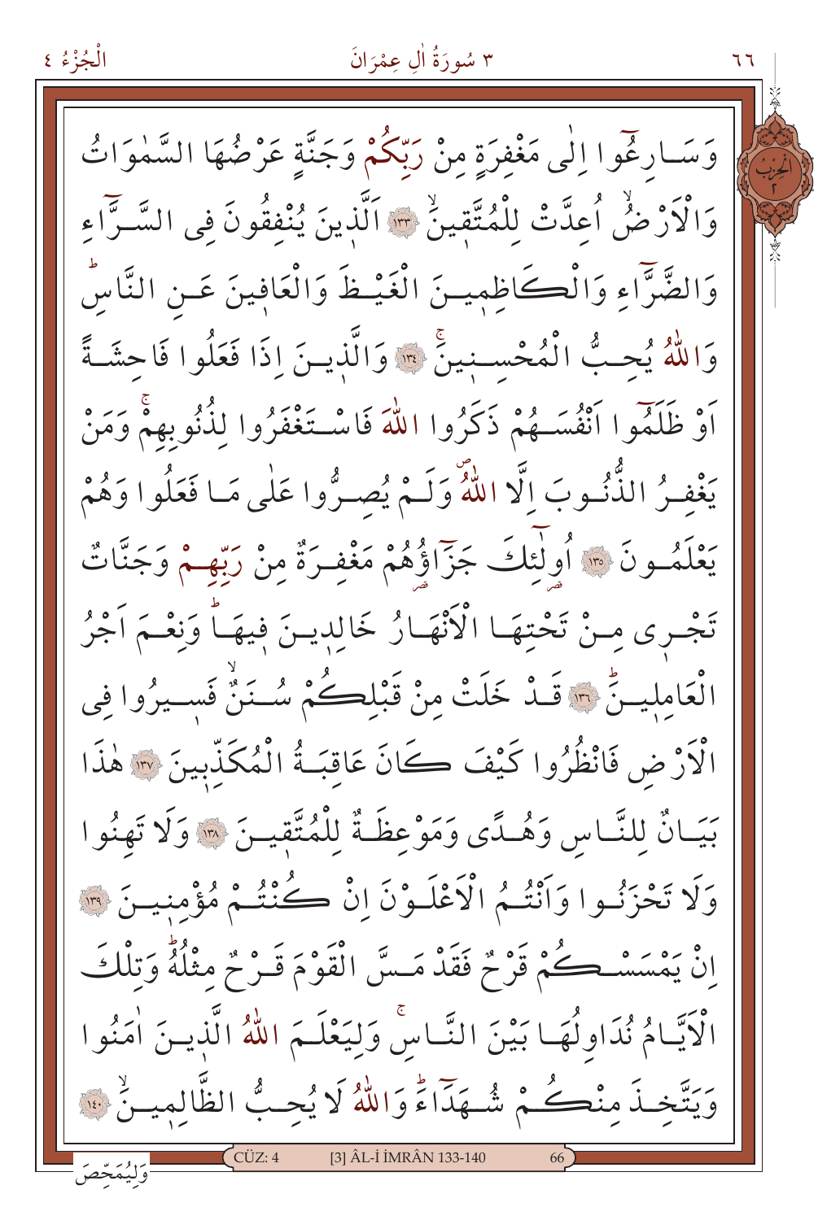وَسَارِعُٓوا اِلٰى مَغْفِرَةٍ مِنْ رَبِّكُمْ وَجَنَّةٍ عَرْضُهَا السَّمٰوَاتُ

وَالْاَرْضُۙ اُعِدَّتْ لِلْمُتَّق۪ينَۙ ﴿١٣٣﴾ اَلَّذ۪ينَ يُنْفِقُونَ فِى السَّرَّٓاءِ

وَالضَّرَّٓاءِ وَالْكَاظِم۪ينَ الْغَيْظَ وَالْعَاف۪ينَ عَنِ النَّاسِۜ

وَاللّٰهُ يُحِبُّ الْمُحْسِن۪ينَۚ ﴿١٣٤﴾ وَالَّذ۪ينَ اِذَا فَعَلُوا فَاحِشَةً

اَوْ ظَلَمُٓوا اَنْفُسَهُمْ ذَكَرُوا اللّٰهَ فَاسْتَغْفَرُوا لِذُنُوبِهِمْۚ وَمَنْ

يَغْفِرُ الذُّنُوبَ اِلَّا اللّٰهُۗ وَلَمْ يُصِرُّوا عَلٰى مَا فَعَلُوا وَهُمْ

يَعْلَمُونَ ﴿١٣٥﴾ اُو۬لٰٓئِكَ جَزَٓاؤُ۬هُمْ مَغْفِرَةٌ مِنْ رَبِّهِمْ وَجَنَّاتٌ

تَجْر۪ى مِنْ تَحْتِهَا الْاَنْهَارُ خَالِد۪ينَ ف۪يهَاۜ وَنِعْمَ اَجْرُ

الْعَامِل۪ينَۜ ﴿١٣٦﴾ قَدْ خَلَتْ مِنْ قَبْلِكُمْ سُنَنٌۙ فَس۪يرُوا فِى

الْاَرْضِ فَانْظُرُوا كَيْفَ كَانَ عَاقِبَةُ الْمُكَذِّب۪ينَ ﴿١٣٧﴾ هٰذَا

بَيَانٌ لِلنَّاسِ وَهُدًى وَمَوْعِظَةٌ لِلْمُتَّق۪ينَ ﴿١٣٨﴾ وَلَا تَهِنُوا

وَلَا تَحْزَنُوا وَاَنْتُمُ الْاَعْلَوْنَ اِنْ كُنْتُمْ مُؤْمِن۪ينَ ﴿١٣٩﴾

اِنْ يَمْسَسْكُمْ قَرْحٌ فَقَدْ مَسَّ الْقَوْمَ قَرْحٌ مِثْلُهُۜ وَتِلْكَ

الْاَيَّامُ نُدَاوِلُهَا بَيْنَ النَّاسِۚ وَلِيَعْلَمَ اللّٰهُ الَّذ۪ينَ اٰمَنُوا

وَيَتَّخِذَ مِنْكُمْ شُهَدَٓاءَۜ وَاللّٰهُ لَا يُحِبُّ الظَّالِم۪ينَۙ ﴿١٤٠﴾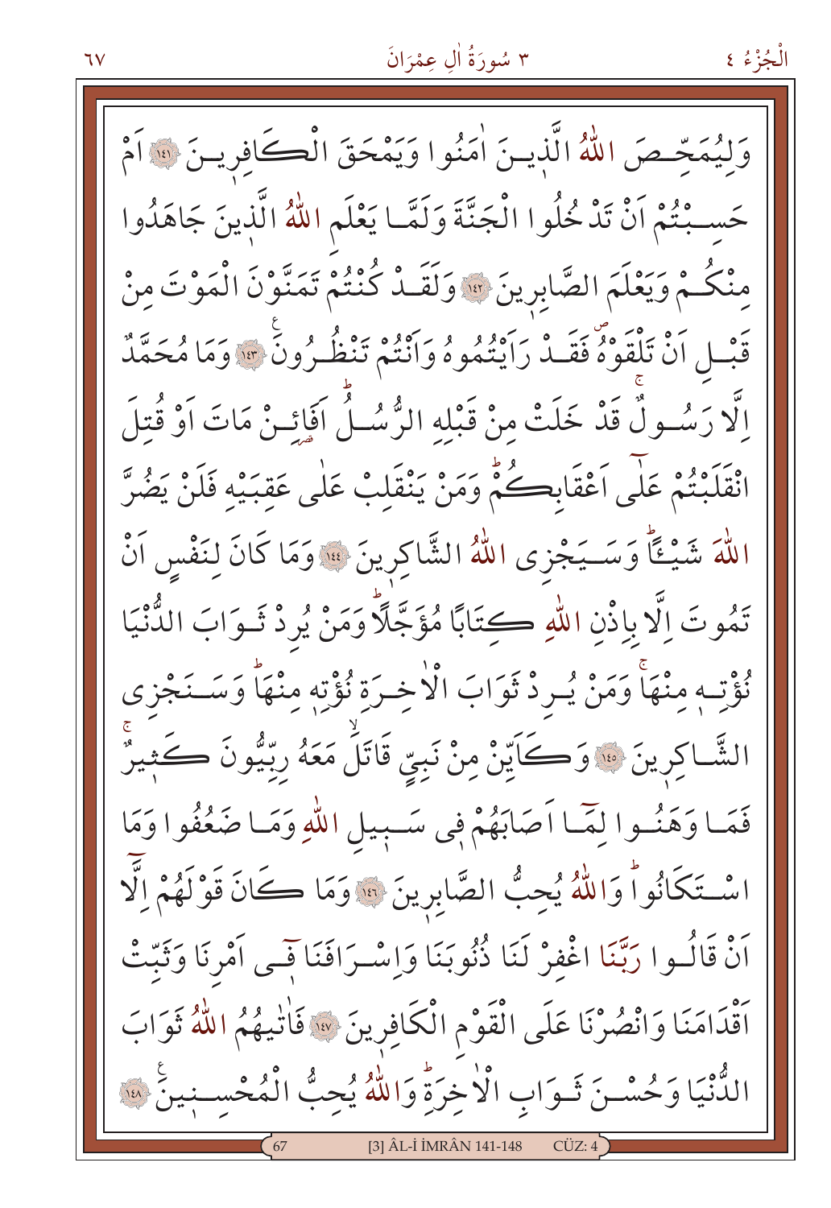وَلِيُمَحِّصَ اللّٰهُ الَّذ۪ينَ اٰمَنُوا وَيَمْحَقَ الْكَافِر۪ينَ ﴿١٤١﴾ اَمْ حَسِبْتُمْ اَنْ تَدْخُلُوا الْجَنَّةَ وَلَمَّا يَعْلَمِ اللّٰهُ الَّذ۪ينَ جَاهَدُوا مِنْكُمْ وَيَعْلَمَ الصَّابِر۪ينَ ﴿١٤٢﴾ وَلَقَدْ كُنْتُمْ تَمَنَّوْنَ الْمَوْتَ مِنْ قَبْلِ اَنْ تَلْقَوْهُۖ فَقَدْ رَاَيْتُمُوهُ وَاَنْتُمْ تَنْظُرُونَ ﴿١٤٣﴾ وَمَا مُحَمَّدٌ اِلَّا رَسُولٌۚ قَدْ خَلَتْ مِنْ قَبْلِهِ الرُّسُلُۜ اَفَائِنْ مَاتَ اَوْ قُتِلَ انْقَلَبْتُمْ عَلٰٓى اَعْقَابِكُمْۜ وَمَنْ يَنْقَلِبْ عَلٰى عَقِبَيْهِ فَلَنْ يَضُرَّ اللّٰهَ شَيْـٔاًۜ وَسَيَجْزِي اللّٰهُ الشَّاكِر۪ينَ ﴿١٤٤﴾ وَمَا كَانَ لِنَفْسٍ اَنْ تَمُوتَ اِلَّا بِاِذْنِ اللّٰهِ كِتَابًا مُؤَجَّلًاۜ وَمَنْ يُرِدْ ثَوَابَ الدُّنْيَا نُؤْتِه۪ مِنْهَاۚ وَمَنْ يُرِدْ ثَوَابَ الْاٰخِرَةِ نُؤْتِه۪ مِنْهَاۜ وَسَنَجْزِي الشَّاكِر۪ينَ ﴿١٤٥﴾ وَكَاَيِّنْ مِنْ نَبِيٍّ قَاتَلَۙ مَعَهُ رِبِّيُّونَ كَث۪يرٌۚ فَمَا وَهَنُوا لِمَٓا اَصَابَهُمْ ف۪ي سَب۪يلِ اللّٰهِ وَمَا ضَعُفُوا وَمَا اسْتَكَانُواۜ وَاللّٰهُ يُحِبُّ الصَّابِر۪ينَ ﴿١٤٦﴾ وَمَا كَانَ قَوْلَهُمْ اِلَّٓا اَنْ قَالُوا رَبَّنَا اغْفِرْ لَنَا ذُنُوبَنَا وَاِسْرَافَنَا ف۪ٓي اَمْرِنَا وَثَبِّتْ اَقْدَامَنَا وَانْصُرْنَا عَلَى الْقَوْمِ الْكَافِر۪ينَ ﴿١٤٧﴾ فَاٰتٰيهُمُ اللّٰهُ ثَوَابَ الدُّنْيَا وَحُسْنَ ثَوَابِ الْاٰخِرَةِۜ وَاللّٰهُ يُحِبُّ الْمُحْسِن۪ينَ ﴿١٤٨﴾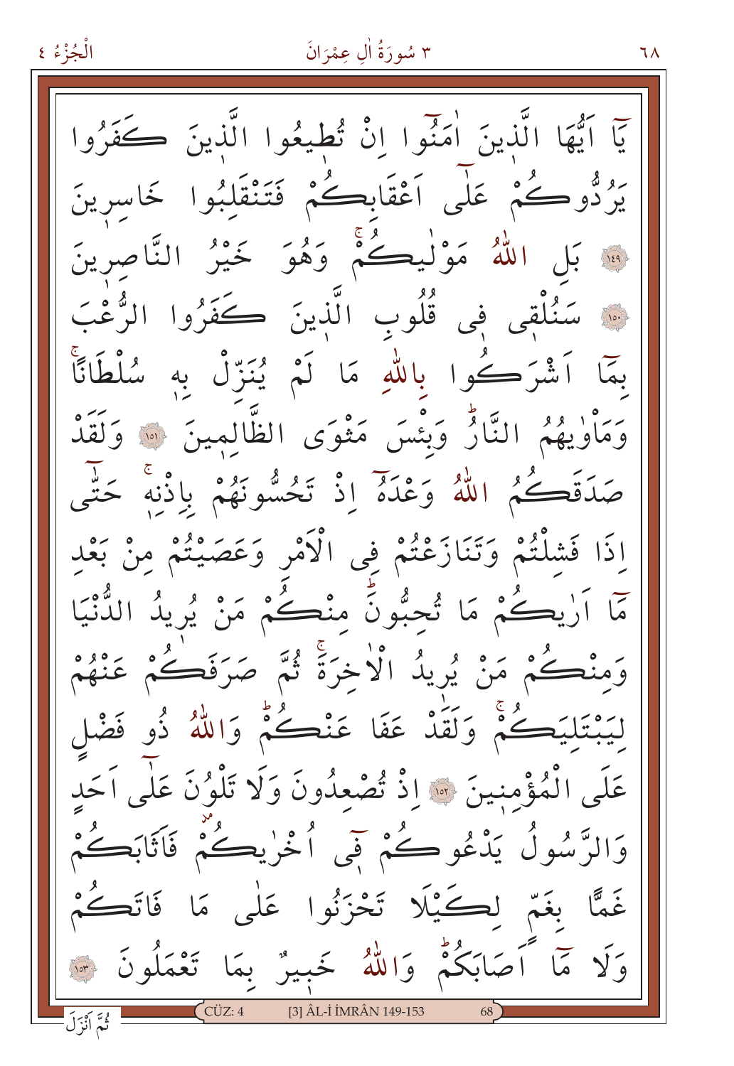يَٓا اَيُّهَا الَّذٖينَ اٰمَنُٓوا اِنْ تُطٖيعُوا الَّذٖينَ كَفَرُوا يَرُدُّوكُمْ عَلٰٓى اَعْقَابِكُمْ فَتَنْقَلِبُوا خَاسِرٖينَ ﴿١٤٩﴾ بَلِ اللّٰهُ مَوْلٰيكُمْۚ وَهُوَ خَيْرُ النَّاصِرٖينَ ﴿١٥٠﴾ سَنُلْقٖى فٖى قُلُوبِ الَّذٖينَ كَفَرُوا الرُّعْبَ بِمَٓا اَشْرَكُوا بِاللّٰهِ مَا لَمْ يُنَزِّلْ بِهٖ سُلْطَانًاۚ وَمَاْوٰيهُمُ النَّارُۜ وَبِئْسَ مَثْوَى الظَّالِمٖينَ ﴿١٥١﴾ وَلَقَدْ صَدَقَكُمُ اللّٰهُ وَعْدَهُٓ اِذْ تَحُسُّونَهُمْ بِاِذْنِهٖۚ حَتّٰٓى اِذَا فَشِلْتُمْ وَتَنَازَعْتُمْ فِى الْاَمْرِ وَعَصَيْتُمْ مِنْ بَعْدِ مَٓا اَرٰيكُمْ مَا تُحِبُّونَۜ مِنْكُمْ مَنْ يُرٖيدُ الدُّنْيَا وَمِنْكُمْ مَنْ يُرٖيدُ الْاٰخِرَةَۚ ثُمَّ صَرَفَكُمْ عَنْهُمْ لِيَبْتَلِيَكُمْۚ وَلَقَدْ عَفَا عَنْكُمْۜ وَاللّٰهُ ذُو فَضْلٍ عَلَى الْمُؤْمِنٖينَ ﴿١٥٢﴾ اِذْ تُصْعِدُونَ وَلَا تَلْوُنَ عَلٰٓى اَحَدٍ وَالرَّسُولُ يَدْعُوكُمْ فٖٓى اُخْرٰيكُمْ فَاَثَابَكُمْ غَمًّا بِغَمٍّ لِكَيْلَا تَحْزَنُوا عَلٰى مَا فَاتَكُمْ وَلَا مَٓا اَصَابَكُمْۜ وَاللّٰهُ خَبٖيرٌ بِمَا تَعْمَلُونَ ﴿١٥٣﴾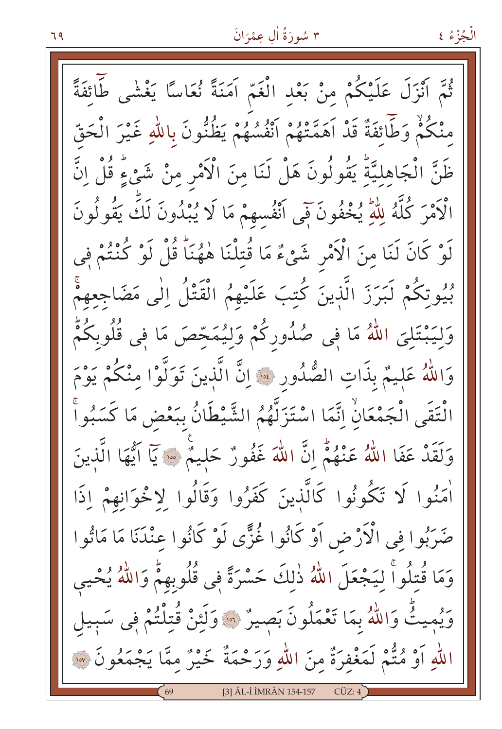ثُمَّ اَنْزَلَ عَلَيْكُمْ مِنْ بَعْدِ الْغَمِّ اَمَنَةً نُعَاسًا يَغْشٰى طَٓائِفَةً مِنْكُمْۙ وَطَٓائِفَةٌ قَدْ اَهَمَّتْهُمْ اَنْفُسُهُمْ يَظُنُّونَ بِاللّٰهِ غَيْرَ الْحَقِّ ظَنَّ الْجَاهِلِيَّةِۜ يَقُولُونَ هَلْ لَنَا مِنَ الْاَمْرِ مِنْ شَيْءٍۜ قُلْ اِنَّ الْاَمْرَ كُلَّهُ لِلّٰهِۜ يُخْفُونَ فٖٓي اَنْفُسِهِمْ مَا لَا يُبْدُونَ لَكَۜ يَقُولُونَ لَوْ كَانَ لَنَا مِنَ الْاَمْرِ شَيْءٌ مَا قُتِلْنَا هٰهُنَاۜ قُلْ لَوْ كُنْتُمْ فٖي بُيُوتِكُمْ لَبَرَزَ الَّذٖينَ كُتِبَ عَلَيْهِمُ الْقَتْلُ اِلٰى مَضَاجِعِهِمْۚ وَلِيَبْتَلِيَ اللّٰهُ مَا فٖي صُدُورِكُمْ وَلِيُمَحِّصَ مَا فٖي قُلُوبِكُمْۜ وَاللّٰهُ عَلٖيمٌ بِذَاتِ الصُّدُورِ ﴿١٥٤﴾ اِنَّ الَّذٖينَ تَوَلَّوْا مِنْكُمْ يَوْمَ الْتَقَى الْجَمْعَانِۙ اِنَّمَا اسْتَزَلَّهُمُ الشَّيْطَانُ بِبَعْضِ مَا كَسَبُواۚ وَلَقَدْ عَفَا اللّٰهُ عَنْهُمْۜ اِنَّ اللّٰهَ غَفُورٌ حَلٖيمٌ ﴿١٥٥﴾ يَٓا اَيُّهَا الَّذٖينَ اٰمَنُوا لَا تَكُونُوا كَالَّذٖينَ كَفَرُوا وَقَالُوا لِاِخْوَانِهِمْ اِذَا ضَرَبُوا فِي الْاَرْضِ اَوْ كَانُوا غُزًّى لَوْ كَانُوا عِنْدَنَا مَا مَاتُوا وَمَا قُتِلُواۚ لِيَجْعَلَ اللّٰهُ ذٰلِكَ حَسْرَةً فٖي قُلُوبِهِمْۜ وَاللّٰهُ يُحْيٖي وَيُمٖيتُۜ وَاللّٰهُ بِمَا تَعْمَلُونَ بَصٖيرٌ ﴿١٥٦﴾ وَلَئِنْ قُتِلْتُمْ فٖي سَبٖيلِ اللّٰهِ اَوْ مُتُّمْ لَمَغْفِرَةٌ مِنَ اللّٰهِ وَرَحْمَةٌ خَيْرٌ مِمَّا يَجْمَعُونَ ﴿١٥٧﴾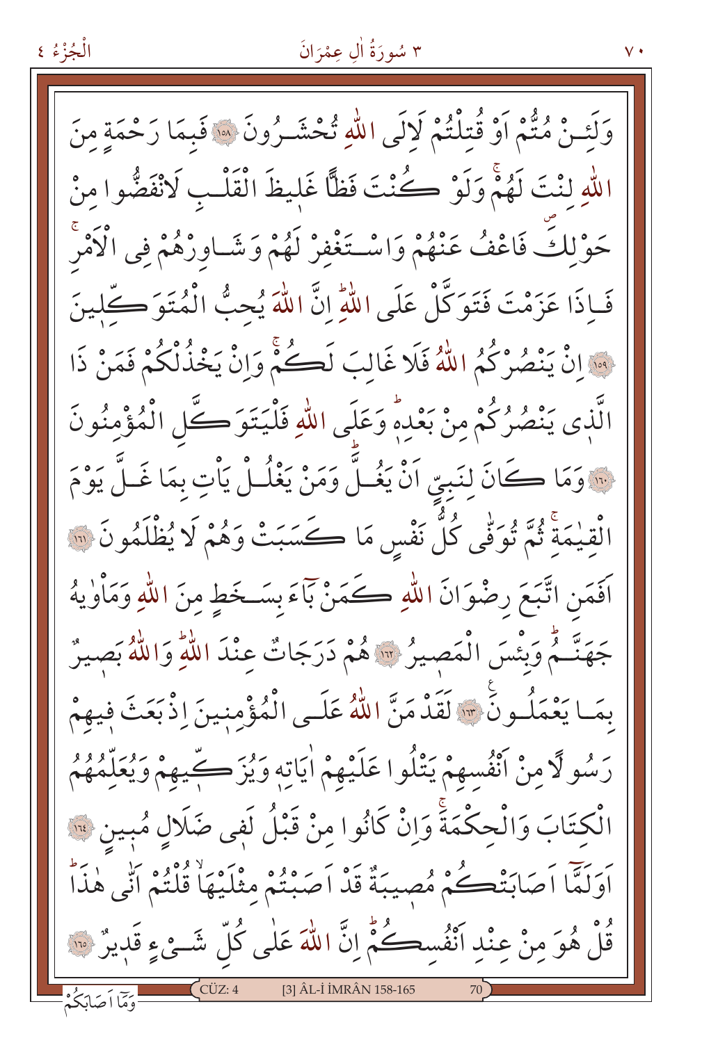وَلَئِنْ مُتُّمْ اَوْ قُتِلْتُمْ لَاِلَى اللّٰهِ تُحْشَرُونَ ﴿١٥٨﴾ فَبِمَا رَحْمَةٍ مِنَ اللّٰهِ لِنْتَ لَهُمْۚ وَلَوْ كُنْتَ فَظًّا غَلِيظَ الْقَلْبِ لَانْفَضُّوا مِنْ حَوْلِكَۖ فَاعْفُ عَنْهُمْ وَاسْتَغْفِرْ لَهُمْ وَشَاوِرْهُمْ فِي الْاَمْرِۚ فَاِذَا عَزَمْتَ فَتَوَكَّلْ عَلَى اللّٰهِۜ اِنَّ اللّٰهَ يُحِبُّ الْمُتَوَكِّلِينَ ﴿١٥٩﴾ اِنْ يَنْصُرْكُمُ اللّٰهُ فَلَا غَالِبَ لَكُمْۚ وَاِنْ يَخْذُلْكُمْ فَمَنْ ذَا الَّذِي يَنْصُرُكُمْ مِنْ بَعْدِهٖۜ وَعَلَى اللّٰهِ فَلْيَتَوَكَّلِ الْمُؤْمِنُونَ ﴿١٦٠﴾ وَمَا كَانَ لِنَبِيٍّ اَنْ يَغُلَّۜ وَمَنْ يَغْلُلْ يَاْتِ بِمَا غَلَّ يَوْمَ الْقِيٰمَةِۚ ثُمَّ تُوَفّٰى كُلُّ نَفْسٍ مَا كَسَبَتْ وَهُمْ لَا يُظْلَمُونَ ﴿١٦١﴾ اَفَمَنِ اتَّبَعَ رِضْوَانَ اللّٰهِ كَمَنْ بَٓاءَ بِسَخَطٍ مِنَ اللّٰهِ وَمَاْوٰيهُ جَهَنَّمُۜ وَبِئْسَ الْمَصِيرُ ﴿١٦٢﴾ هُمْ دَرَجَاتٌ عِنْدَ اللّٰهِۜ وَاللّٰهُ بَصِيرٌ بِمَا يَعْمَلُونَ ﴿١٦٣﴾ لَقَدْ مَنَّ اللّٰهُ عَلَى الْمُؤْمِنِينَ اِذْ بَعَثَ فِيهِمْ رَسُولًا مِنْ اَنْفُسِهِمْ يَتْلُوا عَلَيْهِمْ اٰيَاتِهٖ وَيُزَكِّيهِمْ وَيُعَلِّمُهُمُ الْكِتَابَ وَالْحِكْمَةَۚ وَاِنْ كَانُوا مِنْ قَبْلُ لَفِي ضَلَالٍ مُبِينٍ ﴿١٦٤﴾ اَوَلَمَّٓا اَصَابَتْكُمْ مُصِيبَةٌ قَدْ اَصَبْتُمْ مِثْلَيْهَاۙ قُلْتُمْ اَنّٰى هٰذَاۜ قُلْ هُوَ مِنْ عِنْدِ اَنْفُسِكُمْۜ اِنَّ اللّٰهَ عَلٰى كُلِّ شَيْءٍ قَدِيرٌ ﴿١٦٥﴾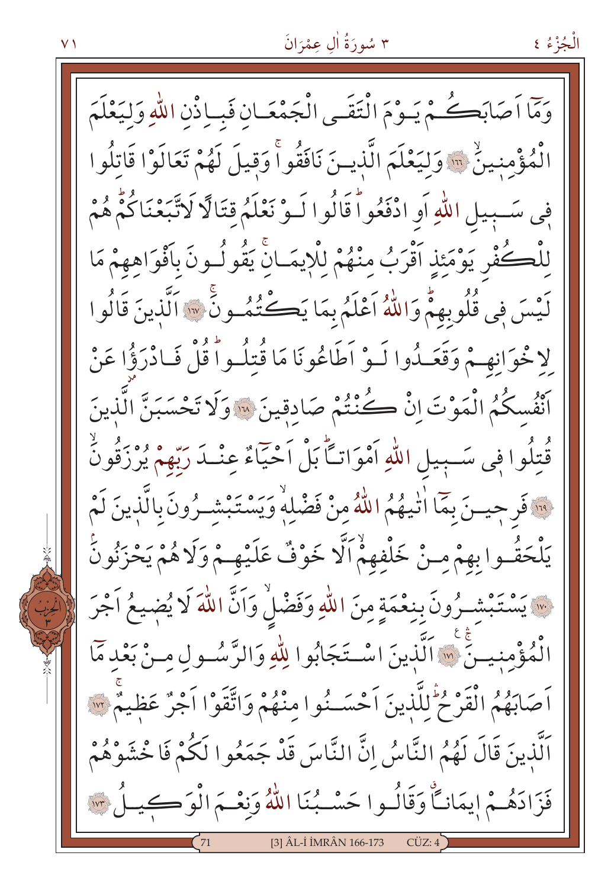وَمَٓا اَصَابَكُمْ يَوْمَ الْتَقَى الْجَمْعَانِ فَبِاِذْنِ اللّٰهِ وَلِيَعْلَمَ الْمُؤْمِنِينَۙ ﴿١٦٦﴾ وَلِيَعْلَمَ الَّذِينَ نَافَقُواۚ وَقِيلَ لَهُمْ تَعَالَوْا قَاتِلُوا فِى سَبِيلِ اللّٰهِ اَوِ ادْفَعُواۜ قَالُوا لَوْ نَعْلَمُ قِتَالًا لَاتَّبَعْنَاكُمْۜ هُمْ لِلْكُفْرِ يَوْمَئِذٍ اَقْرَبُ مِنْهُمْ لِلْاِيمَانِۚ يَقُولُونَ بِاَفْوَاهِهِمْ مَا لَيْسَ فِى قُلُوبِهِمْۜ وَاللّٰهُ اَعْلَمُ بِمَا يَكْتُمُونَۚ ﴿١٦٧﴾ اَلَّذِينَ قَالُوا لِاِخْوَانِهِمْ وَقَعَدُوا لَوْ اَطَاعُونَا مَا قُتِلُواۜ قُلْ فَادْرَؤُا عَنْ اَنْفُسِكُمُ الْمَوْتَ اِنْ كُنْتُمْ صَادِقِينَ ﴿١٦٨﴾ وَلَا تَحْسَبَنَّ الَّذِينَ قُتِلُوا فِى سَبِيلِ اللّٰهِ اَمْوَاتًاۜ بَلْ اَحْيَٓاءٌ عِنْدَ رَبِّهِمْ يُرْزَقُونَۙ ﴿١٦٩﴾ فَرِحِينَ بِمَٓا اٰتٰيهُمُ اللّٰهُ مِنْ فَضْلِهٖۙ وَيَسْتَبْشِرُونَ بِالَّذِينَ لَمْ يَلْحَقُوا بِهِمْ مِنْ خَلْفِهِمْۙ اَلَّا خَوْفٌ عَلَيْهِمْ وَلَا هُمْ يَحْزَنُونَۘ ﴿١٧٠﴾ يَسْتَبْشِرُونَ بِنِعْمَةٍ مِنَ اللّٰهِ وَفَضْلٍۙ وَاَنَّ اللّٰهَ لَا يُضِيعُ اَجْرَ الْمُؤْمِنِينَۚ ﴿١٧١﴾ اَلَّذِينَ اسْتَجَابُوا لِلّٰهِ وَالرَّسُولِ مِنْ بَعْدِ مَٓا اَصَابَهُمُ الْقَرْحُۜ لِلَّذِينَ اَحْسَنُوا مِنْهُمْ وَاتَّقَوْا اَجْرٌ عَظِيمٌۚ ﴿١٧٢﴾ اَلَّذِينَ قَالَ لَهُمُ النَّاسُ اِنَّ النَّاسَ قَدْ جَمَعُوا لَكُمْ فَاخْشَوْهُمْ فَزَادَهُمْ اِيمَانًاۗ وَقَالُوا حَسْبُنَا اللّٰهُ وَنِعْمَ الْوَكِيلُ ﴿١٧٣﴾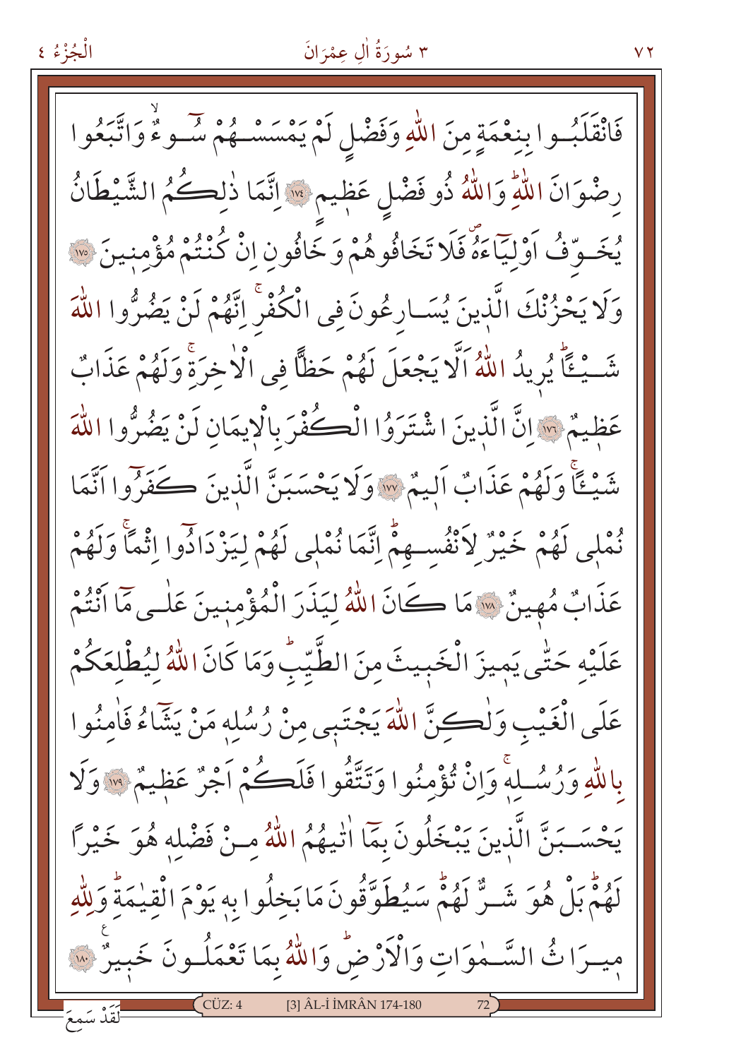فَانْقَلَبُوا بِنِعْمَةٍ مِنَ اللّٰهِ وَفَضْلٍ لَمْ يَمْسَسْهُمْ سُوٓءٌ وَاتَّبَعُوا رِضْوَانَ اللّٰهِ وَاللّٰهُ ذُو فَضْلٍ عَظِيمٍ ﴿١٧٤﴾ اِنَّمَا ذٰلِكُمُ الشَّيْطَانُ يُخَوِّفُ اَوْلِيَٓاءَهُ فَلَا تَخَافُوهُمْ وَخَافُونِ اِنْ كُنْتُمْ مُؤْمِنِينَ ﴿١٧٥﴾ وَلَا يَحْزُنْكَ الَّذِينَ يُسَارِعُونَ فِي الْكُفْرِ اِنَّهُمْ لَنْ يَضُرُّوا اللّٰهَ شَيْـًٔا يُرِيدُ اللّٰهُ اَلَّا يَجْعَلَ لَهُمْ حَظًّا فِي الْاٰخِرَةِ وَلَهُمْ عَذَابٌ عَظِيمٌ ﴿١٧٦﴾ اِنَّ الَّذِينَ اشْتَرَوُا الْكُفْرَ بِالْاِيمَانِ لَنْ يَضُرُّوا اللّٰهَ شَيْـًٔا وَلَهُمْ عَذَابٌ اَلِيمٌ ﴿١٧٧﴾ وَلَا يَحْسَبَنَّ الَّذِينَ كَفَرُوٓا اَنَّمَا نُمْلِي لَهُمْ خَيْرٌ لِاَنْفُسِهِمْ اِنَّمَا نُمْلِي لَهُمْ لِيَزْدَادُوٓا اِثْمًا وَلَهُمْ عَذَابٌ مُهِينٌ ﴿١٧٨﴾ مَا كَانَ اللّٰهُ لِيَذَرَ الْمُؤْمِنِينَ عَلٰى مَٓا اَنْتُمْ عَلَيْهِ حَتّٰى يَمِيزَ الْخَبِيثَ مِنَ الطَّيِّبِ وَمَا كَانَ اللّٰهُ لِيُطْلِعَكُمْ عَلَى الْغَيْبِ وَلٰكِنَّ اللّٰهَ يَجْتَبِي مِنْ رُسُلِهِ مَنْ يَشَٓاءُ فَاٰمِنُوا بِاللّٰهِ وَرُسُلِهِ وَاِنْ تُؤْمِنُوا وَتَتَّقُوا فَلَكُمْ اَجْرٌ عَظِيمٌ ﴿١٧٩﴾ وَلَا يَحْسَبَنَّ الَّذِينَ يَبْخَلُونَ بِمَٓا اٰتٰيهُمُ اللّٰهُ مِنْ فَضْلِهِ هُوَ خَيْرًا لَهُمْ بَلْ هُوَ شَرٌّ لَهُمْ سَيُطَوَّقُونَ مَا بَخِلُوا بِهِ يَوْمَ الْقِيٰمَةِ وَلِلّٰهِ مِيرَاثُ السَّمٰوَاتِ وَالْاَرْضِ وَاللّٰهُ بِمَا تَعْمَلُونَ خَبِيرٌ ﴿١٨٠﴾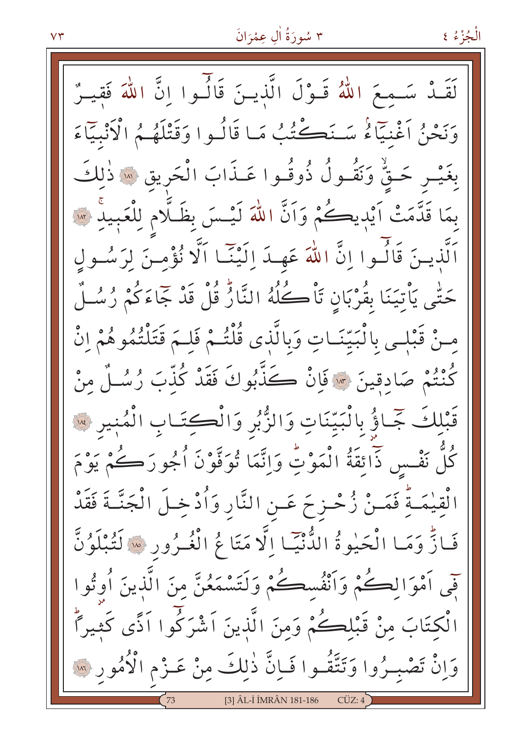لَقَدْ سَمِعَ اللّٰهُ قَوْلَ الَّذٖينَ قَالُٓوا اِنَّ اللّٰهَ فَقٖيرٌ وَنَحْنُ اَغْنِيَٓاءُۢ سَنَكْتُبُ مَا قَالُوا وَقَتْلَهُمُ الْاَنْبِيَٓاءَ بِغَيْرِ حَقٍّۙ وَنَقُولُ ذُوقُوا عَذَابَ الْحَرٖيقِ ﴿١٨١﴾ ذٰلِكَ بِمَا قَدَّمَتْ اَيْدٖيكُمْ وَاَنَّ اللّٰهَ لَيْسَ بِظَلَّامٍ لِلْعَبٖيدِۚ ﴿١٨٢﴾ اَلَّذٖينَ قَالُٓوا اِنَّ اللّٰهَ عَهِدَ اِلَيْنَٓا اَلَّا نُؤْمِنَ لِرَسُولٍ حَتّٰى يَأْتِيَنَا بِقُرْبَانٍ تَأْكُلُهُ النَّارُۜ قُلْ قَدْ جَٓاءَكُمْ رُسُلٌ مِنْ قَبْلٖى بِالْبَيِّنَاتِ وَبِالَّذٖى قُلْتُمْ فَلِمَ قَتَلْتُمُوهُمْ اِنْ كُنْتُمْ صَادِقٖينَ ﴿١٨٣﴾ فَاِنْ كَذَّبُوكَ فَقَدْ كُذِّبَ رُسُلٌ مِنْ قَبْلِكَ جَٓاؤُ بِالْبَيِّنَاتِ وَالزُّبُرِ وَالْكِتَابِ الْمُنٖيرِ ﴿١٨٤﴾ كُلُّ نَفْسٍ ذَٓائِقَةُ الْمَوْتِۜ وَاِنَّمَا تُوَفَّوْنَ اُجُورَكُمْ يَوْمَ الْقِيٰمَةِۜ فَمَنْ زُحْزِحَ عَنِ النَّارِ وَاُدْخِلَ الْجَنَّةَ فَقَدْ فَازَۜ وَمَا الْحَيٰوةُ الدُّنْيَٓا اِلَّا مَتَاعُ الْغُرُورِ ﴿١٨٥﴾ لَتُبْلَوُنَّ فٖٓى اَمْوَالِكُمْ وَاَنْفُسِكُمْ وَلَتَسْمَعُنَّ مِنَ الَّذٖينَ اُوتُوا الْكِتَابَ مِنْ قَبْلِكُمْ وَمِنَ الَّذٖينَ اَشْرَكُٓوا اَذًى كَثٖيرًاۜ وَاِنْ تَصْبِرُوا وَتَتَّقُوا فَاِنَّ ذٰلِكَ مِنْ عَزْمِ الْاُمُورِ ﴿١٨٦﴾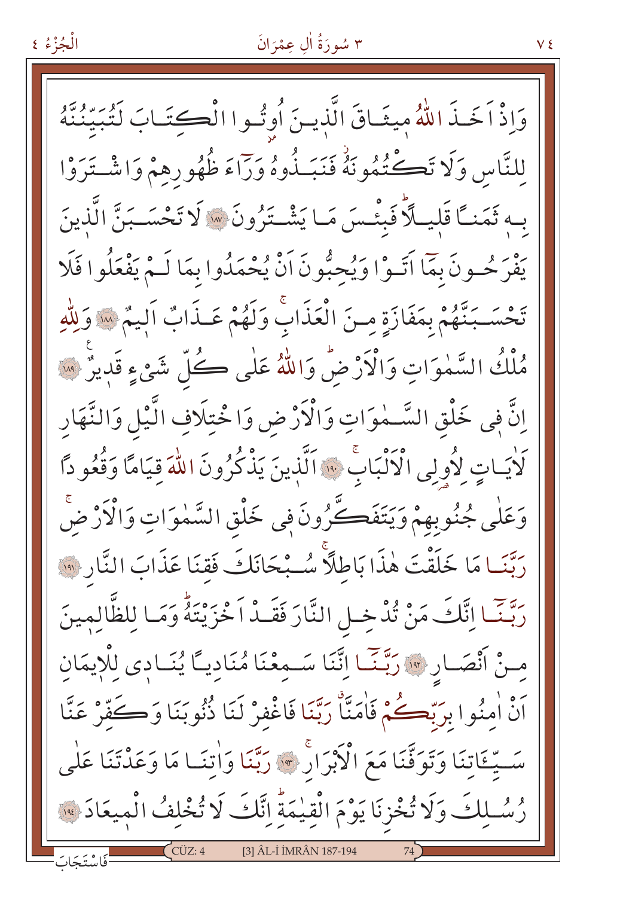وَاِذْ اَخَذَ اللّٰهُ مِيثَاقَ الَّذٖينَ اُوتُوا الْكِتَابَ لَتُبَيِّنُنَّهُ لِلنَّاسِ وَلَا تَكْتُمُونَهُۘ فَنَبَذُوهُ وَرَٓاءَ ظُهُورِهِمْ وَاشْتَرَوْا بِهٖ ثَمَنًا قَلٖيلًاۜ فَبِئْسَ مَا يَشْتَرُونَ ﴿١٨٧﴾ لَا تَحْسَبَنَّ الَّذٖينَ يَفْرَحُونَ بِمَٓا اَتَوْا وَيُحِبُّونَ اَنْ يُحْمَدُوا بِمَا لَمْ يَفْعَلُوا فَلَا تَحْسَبَنَّهُمْ بِمَفَازَةٍ مِنَ الْعَذَابِۚ وَلَهُمْ عَذَابٌ اَلٖيمٌ ﴿١٨٨﴾ وَلِلّٰهِ مُلْكُ السَّمٰوَاتِ وَالْاَرْضِۜ وَاللّٰهُ عَلٰى كُلِّ شَيْءٍ قَدٖيرٌ ﴿١٨٩﴾ اِنَّ فٖي خَلْقِ السَّمٰوَاتِ وَالْاَرْضِ وَاخْتِلَافِ الَّيْلِ وَالنَّهَارِ لَاٰيَاتٍ لِاُولِي الْاَلْبَابِۚ ﴿١٩٠﴾ اَلَّذٖينَ يَذْكُرُونَ اللّٰهَ قِيَامًا وَقُعُودًا وَعَلٰى جُنُوبِهِمْ وَيَتَفَكَّرُونَ فٖي خَلْقِ السَّمٰوَاتِ وَالْاَرْضِۚ رَبَّنَا مَا خَلَقْتَ هٰذَا بَاطِلًاۚ سُبْحَانَكَ فَقِنَا عَذَابَ النَّارِ ﴿١٩١﴾ رَبَّنَٓا اِنَّكَ مَنْ تُدْخِلِ النَّارَ فَقَدْ اَخْزَيْتَهُۜ وَمَا لِلظَّالِمٖينَ مِنْ اَنْصَارٍ ﴿١٩٢﴾ رَبَّنَٓا اِنَّنَا سَمِعْنَا مُنَادِيًا يُنَادٖي لِلْاٖيمَانِ اَنْ اٰمِنُوا بِرَبِّكُمْ فَاٰمَنَّاۗ رَبَّنَا فَاغْفِرْ لَنَا ذُنُوبَنَا وَكَفِّرْ عَنَّا سَيِّـَٔاتِنَا وَتَوَفَّنَا مَعَ الْاَبْرَارِۚ ﴿١٩٣﴾ رَبَّنَا وَاٰتِنَا مَا وَعَدْتَنَا عَلٰى رُسُلِكَ وَلَا تُخْزِنَا يَوْمَ الْقِيٰمَةِۜ اِنَّكَ لَا تُخْلِفُ الْمٖيعَادَ ﴿١٩٤﴾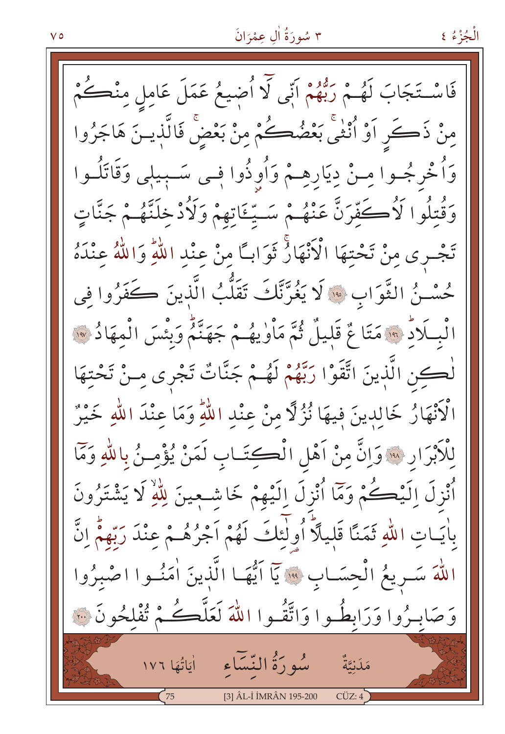فَاسْتَجَابَ لَهُمْ رَبُّهُمْ اَنّ۪ي لَٓا اُض۪يعُ عَمَلَ عَامِلٍ مِنْكُمْ مِنْ ذَكَرٍ اَوْ اُنْثٰىۚ بَعْضُكُمْ مِنْ بَعْضٍۚ فَالَّذ۪ينَ هَاجَرُوا وَاُخْرِجُوا مِنْ دِيَارِهِمْ وَاُو۫ذُوا ف۪ي سَب۪يل۪ي وَقَاتَلُوا وَقُتِلُوا لَاُكَفِّرَنَّ عَنْهُمْ سَيِّـَٔاتِهِمْ وَلَاُدْخِلَنَّهُمْ جَنَّاتٍ تَجْر۪ي مِنْ تَحْتِهَا الْاَنْهَارُۚ ثَوَابًا مِنْ عِنْدِ اللّٰهِۜ وَاللّٰهُ عِنْدَهُ حُسْنُ الثَّوَابِ ﴿١٩٥﴾ لَا يَغُرَّنَّكَ تَقَلُّبُ الَّذ۪ينَ كَفَرُوا فِي الْبِلَادِۜ ﴿١٩٦﴾ مَتَاعٌ قَل۪يلٌ ثُمَّ مَأْوٰيهُمْ جَهَنَّمُۜ وَبِئْسَ الْمِهَادُ ﴿١٩٧﴾ لٰكِنِ الَّذ۪ينَ اتَّقَوْا رَبَّهُمْ لَهُمْ جَنَّاتٌ تَجْر۪ي مِنْ تَحْتِهَا الْاَنْهَارُ خَالِد۪ينَ ف۪يهَا نُزُلًا مِنْ عِنْدِ اللّٰهِۜ وَمَا عِنْدَ اللّٰهِ خَيْرٌ لِلْاَبْرَارِ ﴿١٩٨﴾ وَاِنَّ مِنْ اَهْلِ الْكِتَابِ لَمَنْ يُؤْمِنُ بِاللّٰهِ وَمَٓا اُنْزِلَ اِلَيْكُمْ وَمَٓا اُنْزِلَ اِلَيْهِمْ خَاشِع۪ينَ لِلّٰهِۙ لَا يَشْتَرُونَ بِاٰيَاتِ اللّٰهِ ثَمَنًا قَل۪يلًاۜ اُو۬لٰٓئِكَ لَهُمْ اَجْرُهُمْ عِنْدَ رَبِّهِمْۜ اِنَّ اللّٰهَ سَر۪يعُ الْحِسَابِ ﴿١٩٩﴾ يَٓا اَيُّهَا الَّذ۪ينَ اٰمَنُوا اصْبِرُوا وَصَابِرُوا وَرَابِطُوا وَاتَّقُوا اللّٰهَ لَعَلَّكُمْ تُفْلِحُونَ ﴿٢٠٠﴾

## سُورَةُ النِّسَٓاءِ

مَدَنِيَّةٌ — اٰيَاتُهَا ١٧٦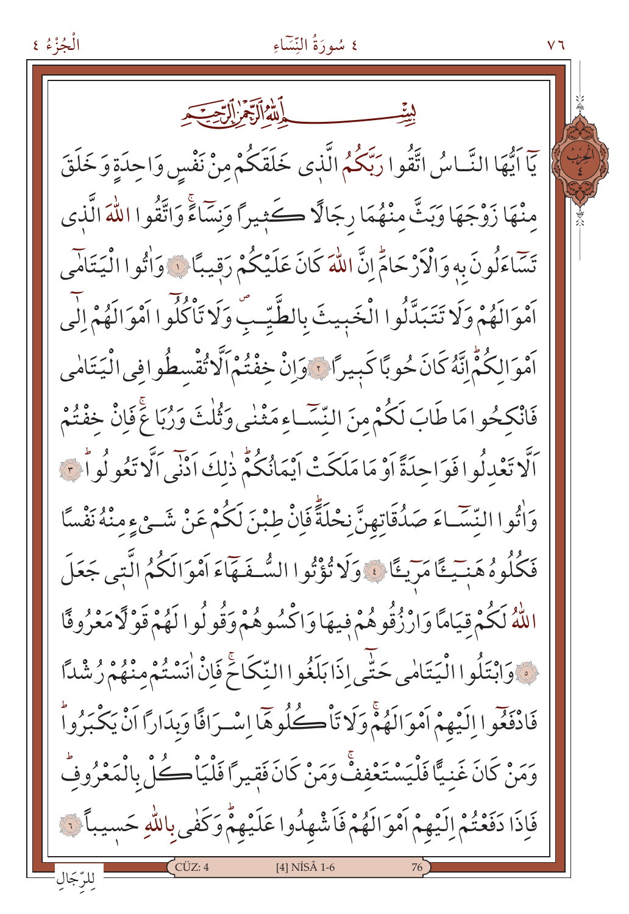بِسْمِ اللّٰهِ الرَّحْمٰنِ الرَّح۪يمِ

يَٓا اَيُّهَا النَّاسُ اتَّقُوا رَبَّكُمُ الَّذ۪ي خَلَقَكُمْ مِنْ نَفْسٍ وَاحِدَةٍ وَخَلَقَ مِنْهَا زَوْجَهَا وَبَثَّ مِنْهُمَا رِجَالًا كَث۪يرًا وَنِسَٓاءًۚ وَاتَّقُوا اللّٰهَ الَّذ۪ي تَسَٓاءَلُونَ بِه۪ وَالْاَرْحَامَۜ اِنَّ اللّٰهَ كَانَ عَلَيْكُمْ رَق۪يبًا ﴿١﴾ وَاٰتُوا الْيَتَامٰٓى اَمْوَالَهُمْ وَلَا تَتَبَدَّلُوا الْخَب۪يثَ بِالطَّيِّبِۖ وَلَا تَأْكُلُٓوا اَمْوَالَهُمْ اِلٰٓى اَمْوَالِكُمْۜ اِنَّهُ كَانَ حُوبًا كَب۪يرًا ﴿٢﴾ وَاِنْ خِفْتُمْ اَلَّا تُقْسِطُوا فِي الْيَتَامٰى فَانْكِحُوا مَا طَابَ لَكُمْ مِنَ النِّسَٓاءِ مَثْنٰى وَثُلٰثَ وَرُبَاعَۚ فَاِنْ خِفْتُمْ اَلَّا تَعْدِلُوا فَوَاحِدَةً اَوْ مَا مَلَكَتْ اَيْمَانُكُمْۜ ذٰلِكَ اَدْنٰٓى اَلَّا تَعُولُواۜ ﴿٣﴾ وَاٰتُوا النِّسَٓاءَ صَدُقَاتِهِنَّ نِحْلَةًۜ فَاِنْ طِبْنَ لَكُمْ عَنْ شَيْءٍ مِنْهُ نَفْسًا فَكُلُوهُ هَن۪ٓيـًٔا مَر۪ٓيـًٔا ﴿٤﴾ وَلَا تُؤْتُوا السُّفَهَٓاءَ اَمْوَالَكُمُ الَّت۪ي جَعَلَ اللّٰهُ لَكُمْ قِيَامًا وَارْزُقُوهُمْ ف۪يهَا وَاكْسُوهُمْ وَقُولُوا لَهُمْ قَوْلًا مَعْرُوفًا ﴿٥﴾ وَابْتَلُوا الْيَتَامٰى حَتّٰٓى اِذَا بَلَغُوا النِّكَاحَۚ فَاِنْ اٰنَسْتُمْ مِنْهُمْ رُشْدًا فَادْفَعُٓوا اِلَيْهِمْ اَمْوَالَهُمْۚ وَلَا تَأْكُلُوهَٓا اِسْرَافًا وَبِدَارًا اَنْ يَكْبَرُواۜ وَمَنْ كَانَ غَنِيًّا فَلْيَسْتَعْفِفْۚ وَمَنْ كَانَ فَق۪يرًا فَلْيَأْكُلْ بِالْمَعْرُوفِۜ فَاِذَا دَفَعْتُمْ اِلَيْهِمْ اَمْوَالَهُمْ فَاَشْهِدُوا عَلَيْهِمْۜ وَكَفٰى بِاللّٰهِ حَس۪يبًا ﴿٦﴾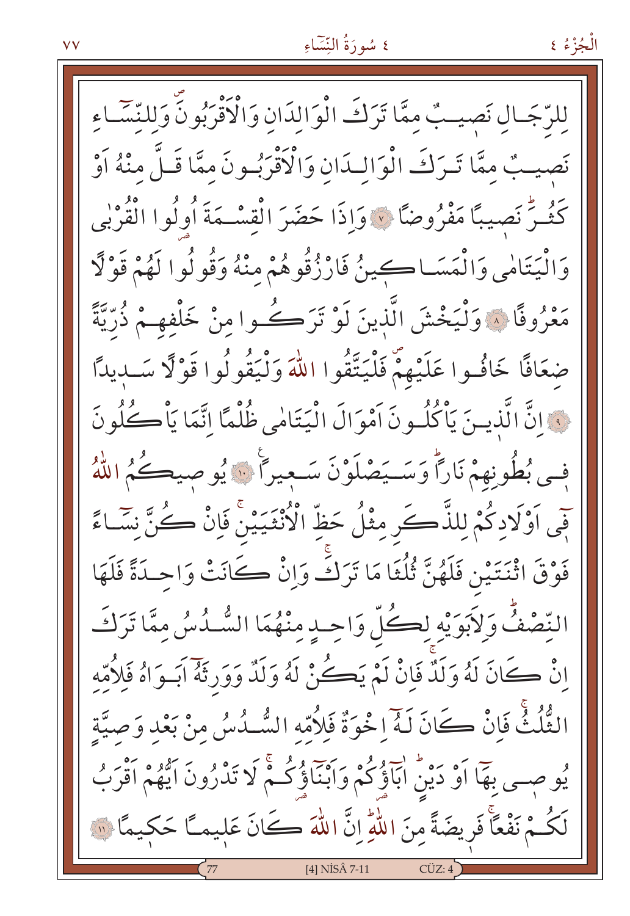لِلرِّجَالِ نَصِيبٌ مِمَّا تَرَكَ الْوَالِدَانِ وَالْاَقْرَبُونَۖ وَلِلنِّسَٓاءِ نَصِيبٌ مِمَّا تَرَكَ الْوَالِدَانِ وَالْاَقْرَبُونَ مِمَّا قَلَّ مِنْهُ اَوْ كَثُرَۜ نَصِيبًا مَفْرُوضًا ﴿٧﴾ وَاِذَا حَضَرَ الْقِسْمَةَ اُولُوا الْقُرْبٰى وَالْيَتَامٰى وَالْمَسَاكِينُ فَارْزُقُوهُمْ مِنْهُ وَقُولُوا لَهُمْ قَوْلًا مَعْرُوفًا ﴿٨﴾ وَلْيَخْشَ الَّذِينَ لَوْ تَرَكُوا مِنْ خَلْفِهِمْ ذُرِّيَّةً ضِعَافًا خَافُوا عَلَيْهِمْۖ فَلْيَتَّقُوا اللّٰهَ وَلْيَقُولُوا قَوْلًا سَدِيدًا ﴿٩﴾ اِنَّ الَّذِينَ يَاْكُلُونَ اَمْوَالَ الْيَتَامٰى ظُلْمًا اِنَّمَا يَاْكُلُونَ فٖى بُطُونِهِمْ نَارًاۜ وَسَيَصْلَوْنَ سَعِيرًا ﴿١٠﴾ يُوصٖيكُمُ اللّٰهُ فٖٓى اَوْلَادِكُمْ لِلذَّكَرِ مِثْلُ حَظِّ الْاُنْثَيَيْنِۚ فَاِنْ كُنَّ نِسَٓاءً فَوْقَ اثْنَتَيْنِ فَلَهُنَّ ثُلُثَا مَا تَرَكَۚ وَاِنْ كَانَتْ وَاحِدَةً فَلَهَا النِّصْفُۜ وَلِاَبَوَيْهِ لِكُلِّ وَاحِدٍ مِنْهُمَا السُّدُسُ مِمَّا تَرَكَ اِنْ كَانَ لَهُ وَلَدٌۚ فَاِنْ لَمْ يَكُنْ لَهُ وَلَدٌ وَوَرِثَهُٓ اَبَوَاهُ فَلِاُمِّهِ الثُّلُثُۚ فَاِنْ كَانَ لَهُٓ اِخْوَةٌ فَلِاُمِّهِ السُّدُسُ مِنْ بَعْدِ وَصِيَّةٍ يُوصٖى بِهَٓا اَوْ دَيْنٍۜ اٰبَٓاؤُكُمْ وَاَبْنَٓاؤُكُمْۚ لَا تَدْرُونَ اَيُّهُمْ اَقْرَبُ لَكُمْ نَفْعًاۚ فَرٖيضَةً مِنَ اللّٰهِۜ اِنَّ اللّٰهَ كَانَ عَلٖيمًا حَكٖيمًا ﴿١١﴾

[4] NİSÂ 7-11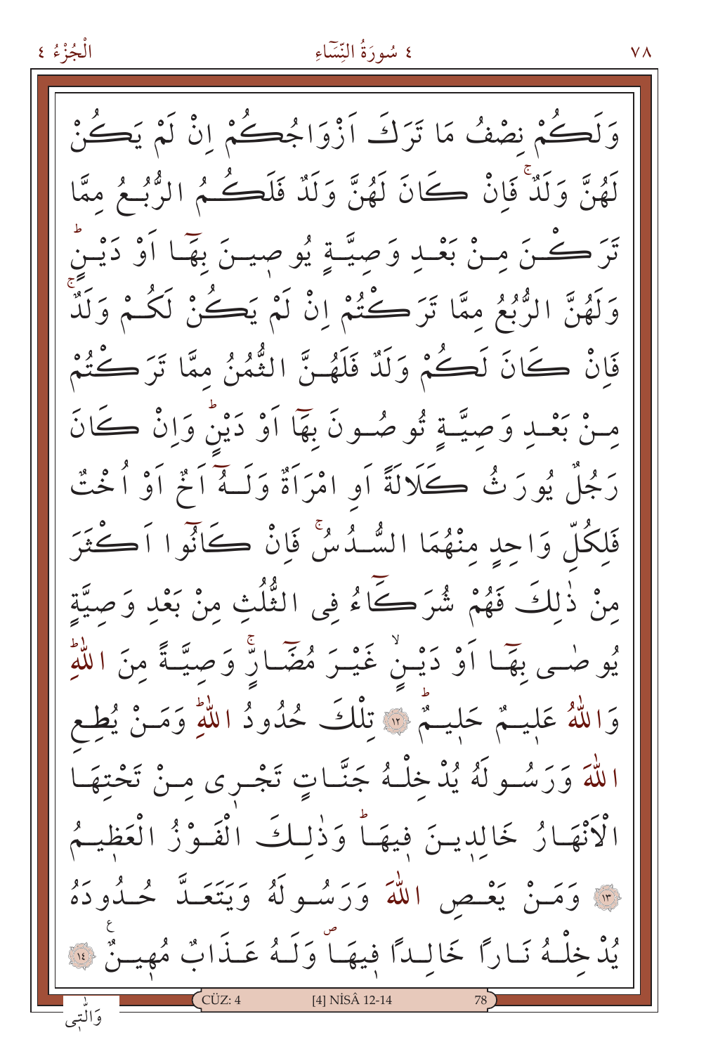وَلَكُمْ نِصْفُ مَا تَرَكَ اَزْوَاجُكُمْ اِنْ لَمْ يَكُنْ لَهُنَّ وَلَدٌۚ فَاِنْ كَانَ لَهُنَّ وَلَدٌ فَلَكُمُ الرُّبُعُ مِمَّا تَرَكْنَ مِنْ بَعْدِ وَصِيَّةٍ يُوصِينَ بِهَٓا اَوْ دَيْنٍۜ وَلَهُنَّ الرُّبُعُ مِمَّا تَرَكْتُمْ اِنْ لَمْ يَكُنْ لَكُمْ وَلَدٌۚ فَاِنْ كَانَ لَكُمْ وَلَدٌ فَلَهُنَّ الثُّمُنُ مِمَّا تَرَكْتُمْ مِنْ بَعْدِ وَصِيَّةٍ تُوصُونَ بِهَٓا اَوْ دَيْنٍۜ وَاِنْ كَانَ رَجُلٌ يُورَثُ كَلَالَةً اَوِ امْرَاَةٌ وَلَهُٓ اَخٌ اَوْ اُخْتٌ فَلِكُلِّ وَاحِدٍ مِنْهُمَا السُّدُسُۚ فَاِنْ كَانُٓوا اَكْثَرَ مِنْ ذٰلِكَ فَهُمْ شُرَكَٓاءُ فِى الثُّلُثِ مِنْ بَعْدِ وَصِيَّةٍ يُوصٰى بِهَٓا اَوْ دَيْنٍۙ غَيْرَ مُضَٓارٍّۚ وَصِيَّةً مِنَ اللّٰهِۜ وَاللّٰهُ عَلِيمٌ حَلِيمٌۜ ﴿١٢﴾ تِلْكَ حُدُودُ اللّٰهِۜ وَمَنْ يُطِعِ اللّٰهَ وَرَسُولَهُ يُدْخِلْهُ جَنَّاتٍ تَجْرِى مِنْ تَحْتِهَا الْاَنْهَارُ خَالِدِينَ فِيهَاۜ وَذٰلِكَ الْفَوْزُ الْعَظِيمُ ﴿١٣﴾ وَمَنْ يَعْصِ اللّٰهَ وَرَسُولَهُ وَيَتَعَدَّ حُدُودَهُ يُدْخِلْهُ نَارًا خَالِدًا فِيهَاۖ وَلَهُ عَذَابٌ مُهِينٌ ﴿١٤﴾

[4] NİSÂ 12-14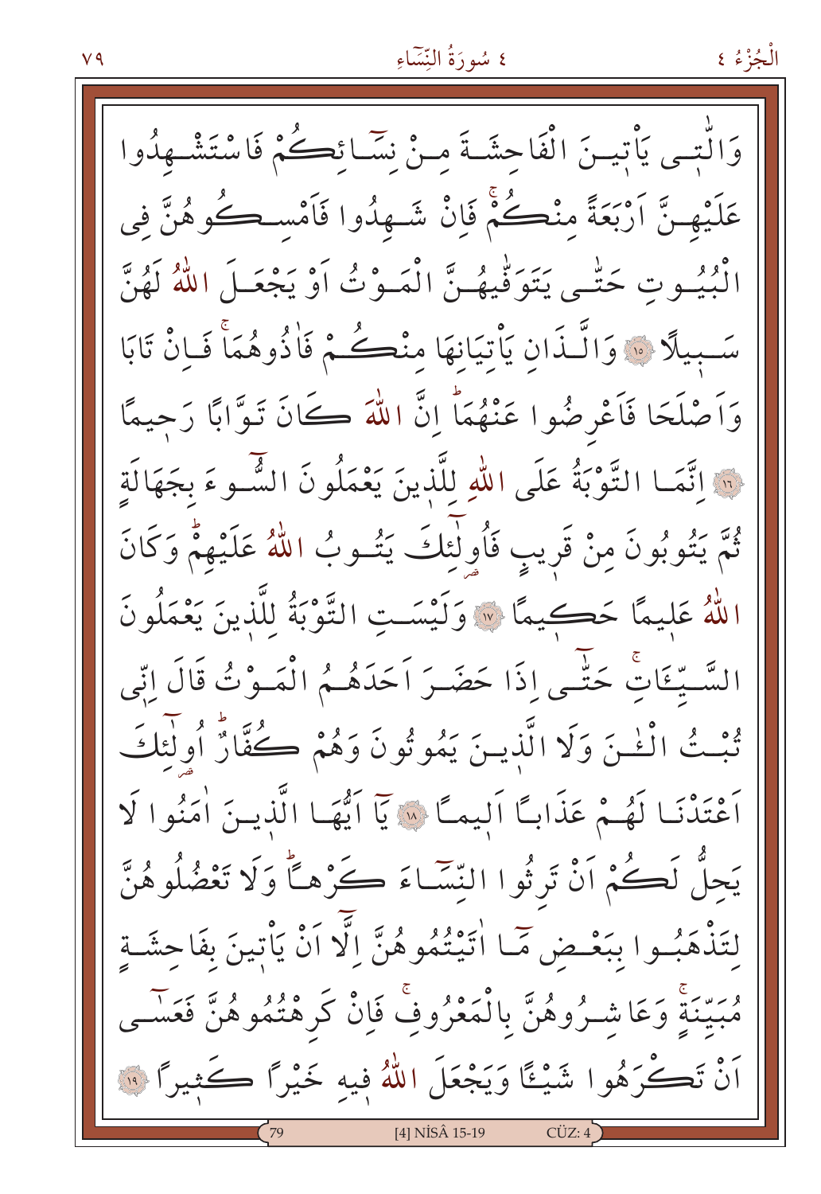وَالّٰت۪ي يَأْت۪ينَ الْفَاحِشَةَ مِنْ نِسَٓائِكُمْ فَاسْتَشْهِدُوا عَلَيْهِنَّ اَرْبَعَةً مِنْكُمْۚ فَاِنْ شَهِدُوا فَاَمْسِكُوهُنَّ فِي الْبُيُوتِ حَتّٰى يَتَوَفّٰيهُنَّ الْمَوْتُ اَوْ يَجْعَلَ اللّٰهُ لَهُنَّ سَب۪يلًا ﴿١٥﴾ وَالَّذَانِ يَأْتِيَانِهَا مِنْكُمْ فَاٰذُوهُمَاۚ فَاِنْ تَابَا وَاَصْلَحَا فَاَعْرِضُوا عَنْهُمَاۜ اِنَّ اللّٰهَ كَانَ تَوَّابًا رَح۪يمًا ﴿١٦﴾ اِنَّمَا التَّوْبَةُ عَلَى اللّٰهِ لِلَّذ۪ينَ يَعْمَلُونَ السُّٓوءَ بِجَهَالَةٍ ثُمَّ يَتُوبُونَ مِنْ قَر۪يبٍ فَاُو۬لٰٓئِكَ يَتُوبُ اللّٰهُ عَلَيْهِمْۜ وَكَانَ اللّٰهُ عَل۪يمًا حَك۪يمًا ﴿١٧﴾ وَلَيْسَتِ التَّوْبَةُ لِلَّذ۪ينَ يَعْمَلُونَ السَّيِّـَٔاتِۚ حَتّٰٓى اِذَا حَضَرَ اَحَدَهُمُ الْمَوْتُ قَالَ اِنّ۪ي تُبْتُ الْـٰٔنَ وَلَا الَّذ۪ينَ يَمُوتُونَ وَهُمْ كُفَّارٌۜ اُو۬لٰٓئِكَ اَعْتَدْنَا لَهُمْ عَذَابًا اَل۪يمًا ﴿١٨﴾ يَٓا اَيُّهَا الَّذ۪ينَ اٰمَنُوا لَا يَحِلُّ لَكُمْ اَنْ تَرِثُوا النِّسَٓاءَ كَرْهًاۜ وَلَا تَعْضُلُوهُنَّ لِتَذْهَبُوا بِبَعْضِ مَٓا اٰتَيْتُمُوهُنَّ اِلَّٓا اَنْ يَأْت۪ينَ بِفَاحِشَةٍ مُبَيِّنَةٍۚ وَعَاشِرُوهُنَّ بِالْمَعْرُوفِۚ فَاِنْ كَرِهْتُمُوهُنَّ فَعَسٰٓى اَنْ تَكْرَهُوا شَيْـًٔا وَيَجْعَلَ اللّٰهُ ف۪يهِ خَيْرًا كَث۪يرًا ﴿١٩﴾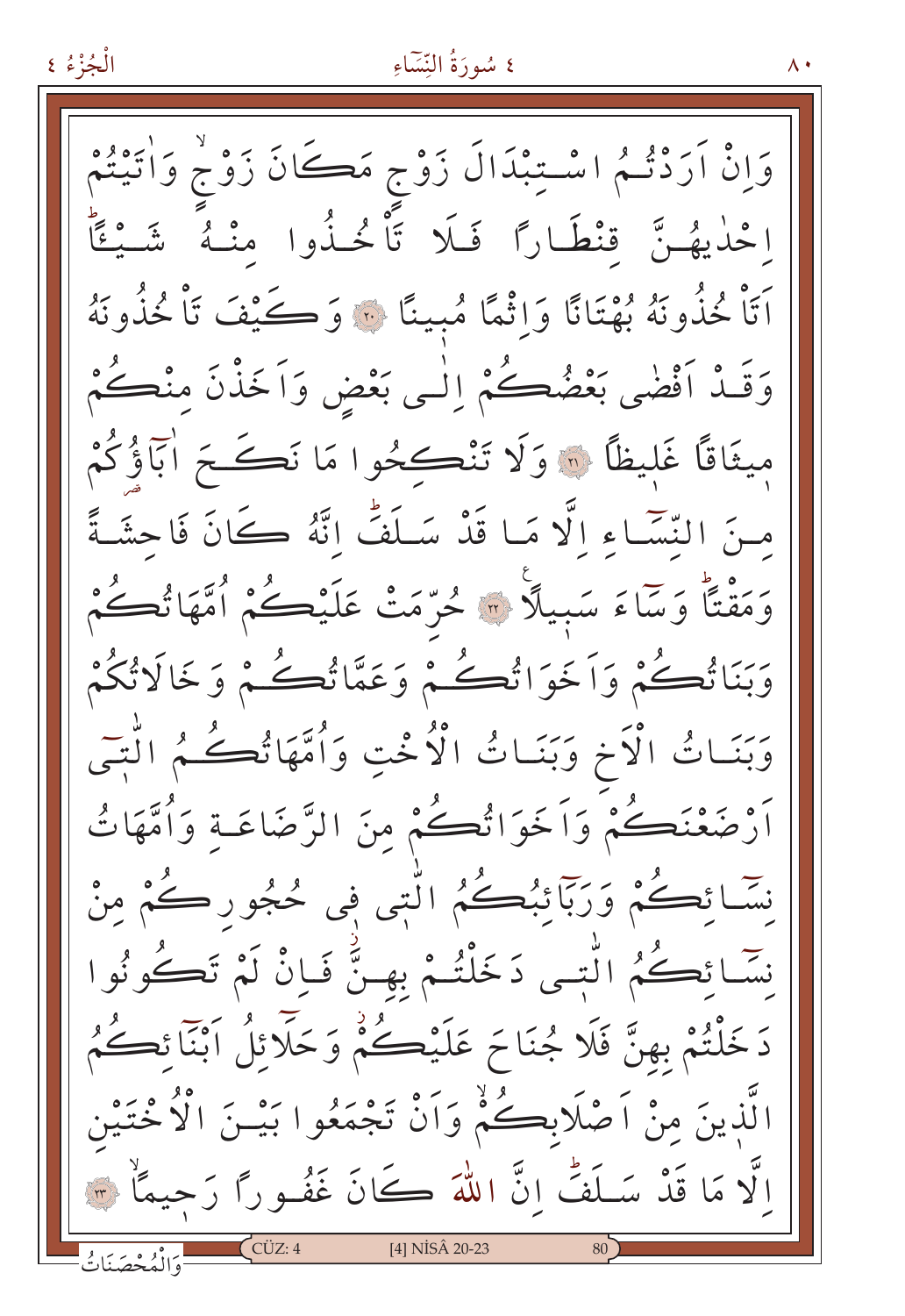وَاِنْ اَرَدْتُمُ اسْتِبْدَالَ زَوْجٍ مَكَانَ زَوْجٍۙ وَاٰتَيْتُمْ اِحْدٰيهُنَّ قِنْطَارًا فَلَا تَأْخُذُوا مِنْهُ شَيْـًٔاؕ اَتَأْخُذُونَهُ بُهْتَانًا وَاِثْمًا مُبِينًا ﴿٢٠﴾ وَكَيْفَ تَأْخُذُونَهُ وَقَدْ اَفْضٰى بَعْضُكُمْ اِلٰى بَعْضٍ وَاَخَذْنَ مِنْكُمْ مِيثَاقًا غَلِيظًا ﴿٢١﴾ وَلَا تَنْكِحُوا مَا نَكَحَ اٰبَٓاؤُكُمْ مِنَ النِّسَٓاءِ اِلَّا مَا قَدْ سَلَفَؕ اِنَّهُ كَانَ فَاحِشَةً وَمَقْتًاؕ وَسَٓاءَ سَبِيلًا ﴿٢٢﴾ حُرِّمَتْ عَلَيْكُمْ اُمَّهَاتُكُمْ وَبَنَاتُكُمْ وَاَخَوَاتُكُمْ وَعَمَّاتُكُمْ وَخَالَاتُكُمْ وَبَنَاتُ الْاَخِ وَبَنَاتُ الْاُخْتِ وَاُمَّهَاتُكُمُ الّٰتِٓى اَرْضَعْنَكُمْ وَاَخَوَاتُكُمْ مِنَ الرَّضَاعَةِ وَاُمَّهَاتُ نِسَٓائِكُمْ وَرَبَٓائِبُكُمُ الّٰتِى فِى حُجُورِكُمْ مِنْ نِسَٓائِكُمُ الّٰتِى دَخَلْتُمْ بِهِنَّؗ فَاِنْ لَمْ تَكُونُوا دَخَلْتُمْ بِهِنَّ فَلَا جُنَاحَ عَلَيْكُمْؗ وَحَلَٓائِلُ اَبْنَٓائِكُمُ الَّذِينَ مِنْ اَصْلَابِكُمْۙ وَاَنْ تَجْمَعُوا بَيْنَ الْاُخْتَيْنِ اِلَّا مَا قَدْ سَلَفَؕ اِنَّ اللّٰهَ كَانَ غَفُورًا رَحِيمًاۙ ﴿٢٣﴾

وَالْمُحْصَنَاتُ